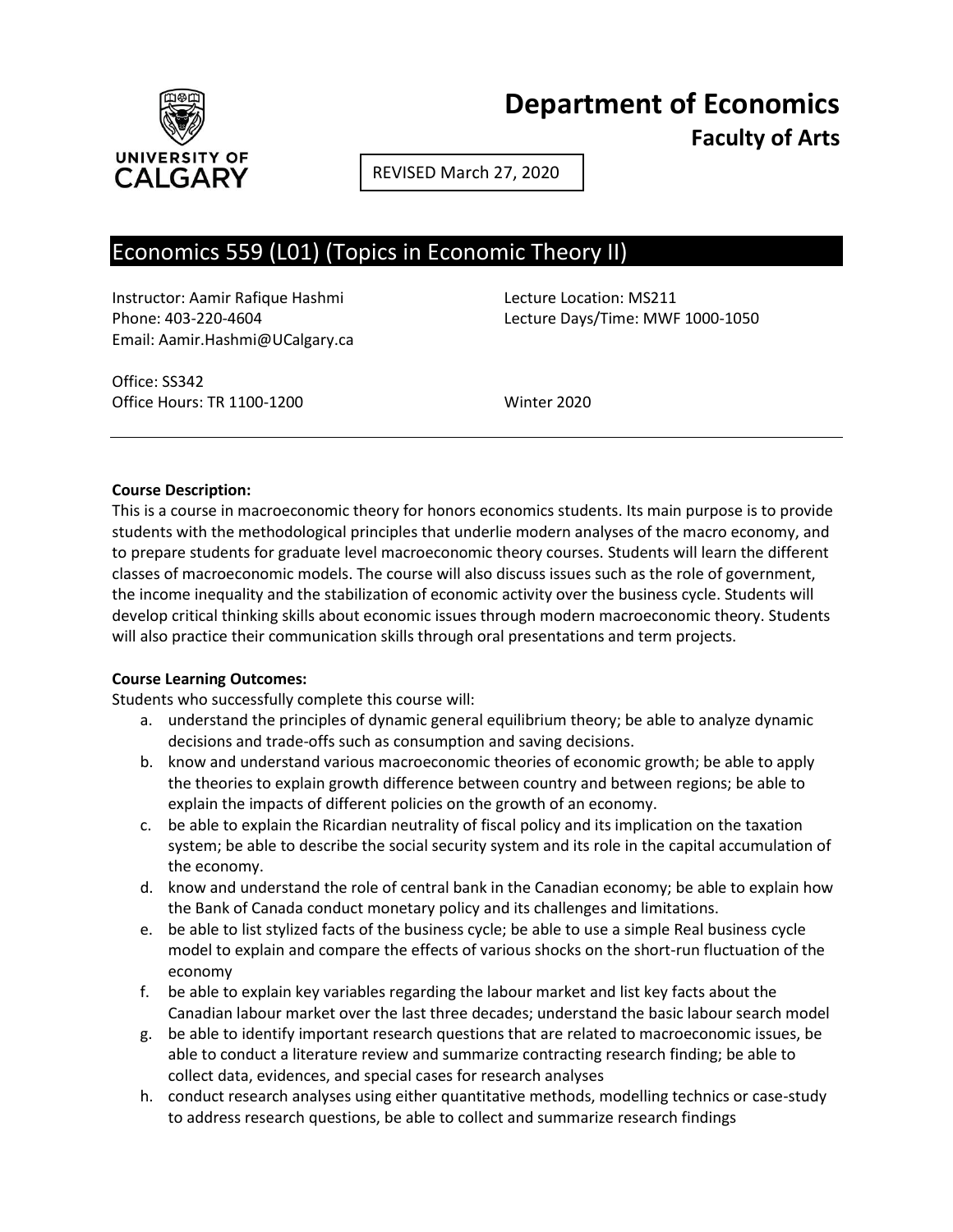# Department of Economics

**Faculty of Arts**

REVISED March 27, 2020

## Economics 559 (L01) (Topics in Economic Theory II)

Instructor: Aamir Rafique Hashmi
Phone: 403-220-4604
Email: Aamir.Hashmi@UCalgary.ca

Lecture Location: MS211
Lecture Days/Time: MWF 1000-1050

Office: SS342
Office Hours: TR 1100-1200

Winter 2020

---

**Course Description:**
This is a course in macroeconomic theory for honors economics students. Its main purpose is to provide students with the methodological principles that underlie modern analyses of the macro economy, and to prepare students for graduate level macroeconomic theory courses. Students will learn the different classes of macroeconomic models. The course will also discuss issues such as the role of government, the income inequality and the stabilization of economic activity over the business cycle. Students will develop critical thinking skills about economic issues through modern macroeconomic theory. Students will also practice their communication skills through oral presentations and term projects.

**Course Learning Outcomes:**
Students who successfully complete this course will:

a. understand the principles of dynamic general equilibrium theory; be able to analyze dynamic decisions and trade-offs such as consumption and saving decisions.
b. know and understand various macroeconomic theories of economic growth; be able to apply the theories to explain growth difference between country and between regions; be able to explain the impacts of different policies on the growth of an economy.
c. be able to explain the Ricardian neutrality of fiscal policy and its implication on the taxation system; be able to describe the social security system and its role in the capital accumulation of the economy.
d. know and understand the role of central bank in the Canadian economy; be able to explain how the Bank of Canada conduct monetary policy and its challenges and limitations.
e. be able to list stylized facts of the business cycle; be able to use a simple Real business cycle model to explain and compare the effects of various shocks on the short-run fluctuation of the economy
f. be able to explain key variables regarding the labour market and list key facts about the Canadian labour market over the last three decades; understand the basic labour search model
g. be able to identify important research questions that are related to macroeconomic issues, be able to conduct a literature review and summarize contracting research finding; be able to collect data, evidences, and special cases for research analyses
h. conduct research analyses using either quantitative methods, modelling technics or case-study to address research questions, be able to collect and summarize research findings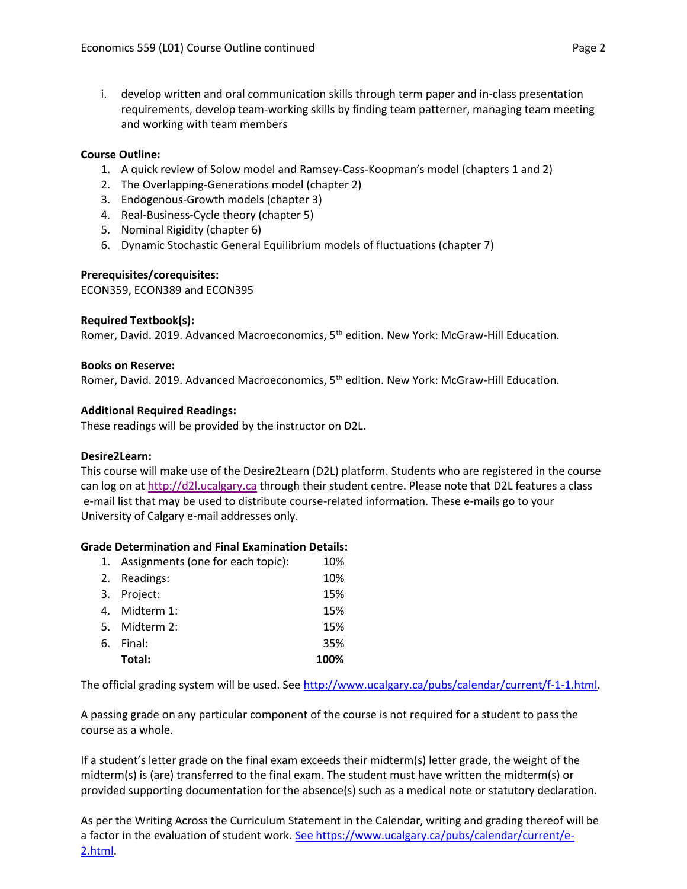i. develop written and oral communication skills through term paper and in-class presentation requirements, develop team-working skills by finding team patterner, managing team meeting and working with team members

**Course Outline:**

1. A quick review of Solow model and Ramsey-Cass-Koopman's model (chapters 1 and 2)
2. The Overlapping-Generations model (chapter 2)
3. Endogenous-Growth models (chapter 3)
4. Real-Business-Cycle theory (chapter 5)
5. Nominal Rigidity (chapter 6)
6. Dynamic Stochastic General Equilibrium models of fluctuations (chapter 7)

**Prerequisites/corequisites:**
ECON359, ECON389 and ECON395

**Required Textbook(s):**
Romer, David. 2019. Advanced Macroeconomics, 5th edition. New York: McGraw-Hill Education.

**Books on Reserve:**
Romer, David. 2019. Advanced Macroeconomics, 5th edition. New York: McGraw-Hill Education.

**Additional Required Readings:**
These readings will be provided by the instructor on D2L.

**Desire2Learn:**
This course will make use of the Desire2Learn (D2L) platform. Students who are registered in the course can log on at http://d2l.ucalgary.ca through their student centre. Please note that D2L features a class e-mail list that may be used to distribute course-related information. These e-mails go to your University of Calgary e-mail addresses only.

**Grade Determination and Final Examination Details:**

| | Component | Weight |
|---|---|---|
| 1. | Assignments (one for each topic): | 10% |
| 2. | Readings: | 10% |
| 3. | Project: | 15% |
| 4. | Midterm 1: | 15% |
| 5. | Midterm 2: | 15% |
| 6. | Final: | 35% |
| | **Total:** | **100%** |

The official grading system will be used. See http://www.ucalgary.ca/pubs/calendar/current/f-1-1.html.

A passing grade on any particular component of the course is not required for a student to pass the course as a whole.

If a student's letter grade on the final exam exceeds their midterm(s) letter grade, the weight of the midterm(s) is (are) transferred to the final exam. The student must have written the midterm(s) or provided supporting documentation for the absence(s) such as a medical note or statutory declaration.

As per the Writing Across the Curriculum Statement in the Calendar, writing and grading thereof will be a factor in the evaluation of student work. See https://www.ucalgary.ca/pubs/calendar/current/e-2.html.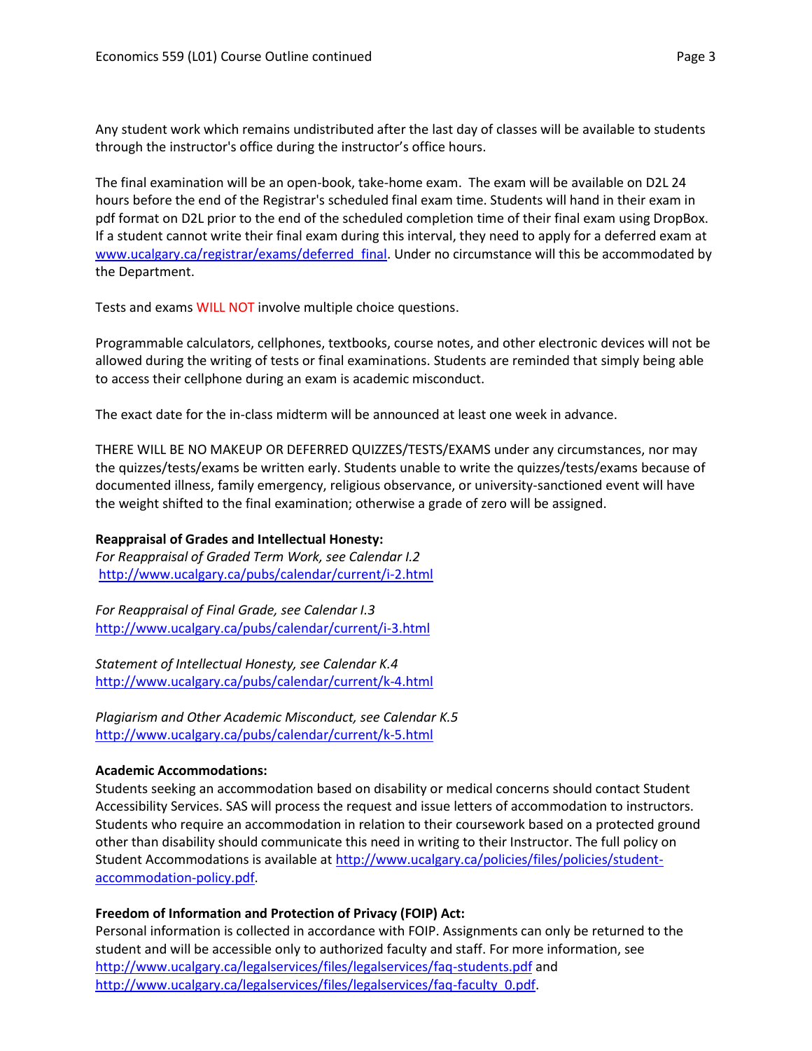Any student work which remains undistributed after the last day of classes will be available to students through the instructor's office during the instructor's office hours.

The final examination will be an open-book, take-home exam. The exam will be available on D2L 24 hours before the end of the Registrar's scheduled final exam time. Students will hand in their exam in pdf format on D2L prior to the end of the scheduled completion time of their final exam using DropBox. If a student cannot write their final exam during this interval, they need to apply for a deferred exam at www.ucalgary.ca/registrar/exams/deferred_final. Under no circumstance will this be accommodated by the Department.

Tests and exams WILL NOT involve multiple choice questions.

Programmable calculators, cellphones, textbooks, course notes, and other electronic devices will not be allowed during the writing of tests or final examinations. Students are reminded that simply being able to access their cellphone during an exam is academic misconduct.

The exact date for the in-class midterm will be announced at least one week in advance.

THERE WILL BE NO MAKEUP OR DEFERRED QUIZZES/TESTS/EXAMS under any circumstances, nor may the quizzes/tests/exams be written early. Students unable to write the quizzes/tests/exams because of documented illness, family emergency, religious observance, or university-sanctioned event will have the weight shifted to the final examination; otherwise a grade of zero will be assigned.

**Reappraisal of Grades and Intellectual Honesty:**
*For Reappraisal of Graded Term Work, see Calendar I.2*
http://www.ucalgary.ca/pubs/calendar/current/i-2.html

*For Reappraisal of Final Grade, see Calendar I.3*
http://www.ucalgary.ca/pubs/calendar/current/i-3.html

*Statement of Intellectual Honesty, see Calendar K.4*
http://www.ucalgary.ca/pubs/calendar/current/k-4.html

*Plagiarism and Other Academic Misconduct, see Calendar K.5*
http://www.ucalgary.ca/pubs/calendar/current/k-5.html

**Academic Accommodations:**
Students seeking an accommodation based on disability or medical concerns should contact Student Accessibility Services. SAS will process the request and issue letters of accommodation to instructors. Students who require an accommodation in relation to their coursework based on a protected ground other than disability should communicate this need in writing to their Instructor. The full policy on Student Accommodations is available at http://www.ucalgary.ca/policies/files/policies/student-accommodation-policy.pdf.

**Freedom of Information and Protection of Privacy (FOIP) Act:**
Personal information is collected in accordance with FOIP. Assignments can only be returned to the student and will be accessible only to authorized faculty and staff. For more information, see http://www.ucalgary.ca/legalservices/files/legalservices/faq-students.pdf and http://www.ucalgary.ca/legalservices/files/legalservices/faq-faculty_0.pdf.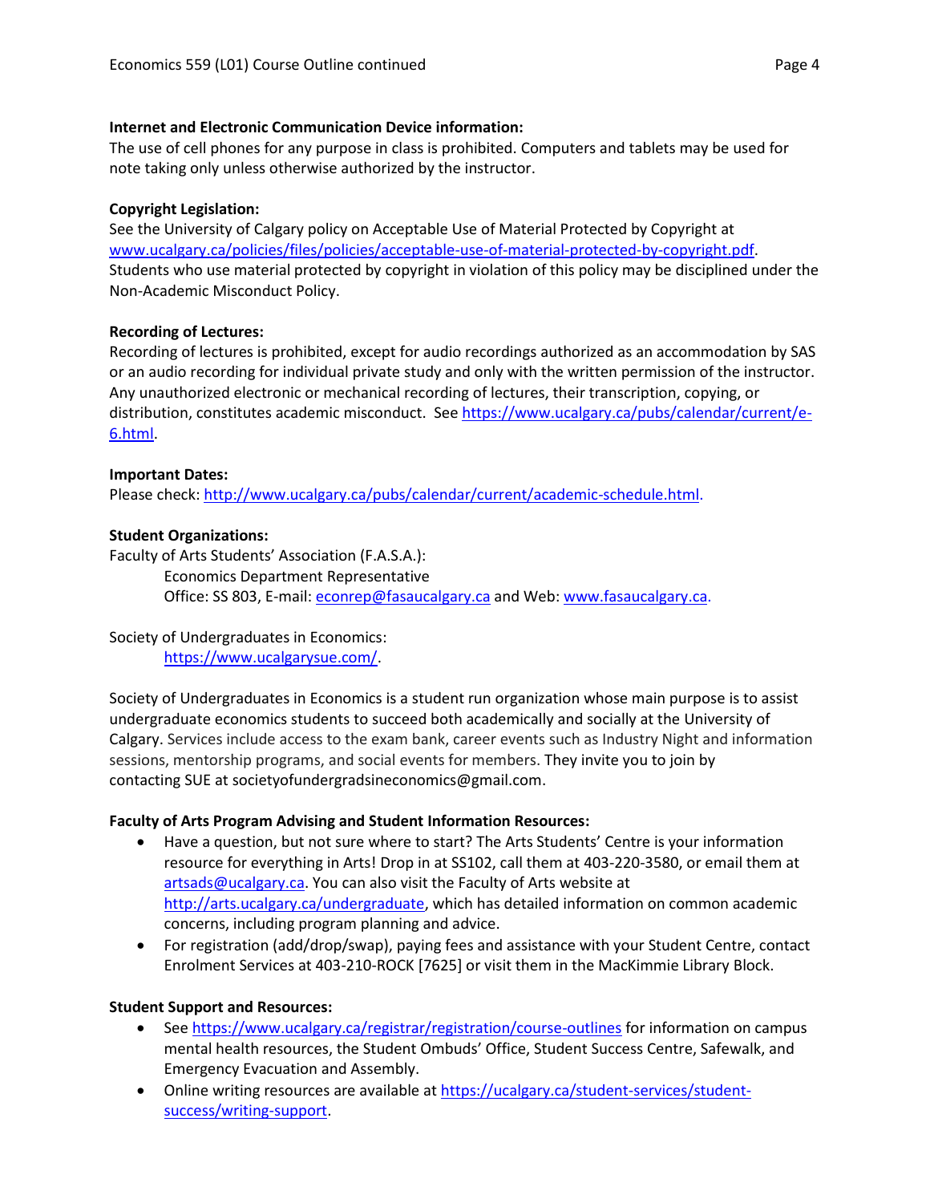**Internet and Electronic Communication Device information:**
The use of cell phones for any purpose in class is prohibited. Computers and tablets may be used for note taking only unless otherwise authorized by the instructor.

**Copyright Legislation:**
See the University of Calgary policy on Acceptable Use of Material Protected by Copyright at www.ucalgary.ca/policies/files/policies/acceptable-use-of-material-protected-by-copyright.pdf. Students who use material protected by copyright in violation of this policy may be disciplined under the Non-Academic Misconduct Policy.

**Recording of Lectures:**
Recording of lectures is prohibited, except for audio recordings authorized as an accommodation by SAS or an audio recording for individual private study and only with the written permission of the instructor. Any unauthorized electronic or mechanical recording of lectures, their transcription, copying, or distribution, constitutes academic misconduct. See https://www.ucalgary.ca/pubs/calendar/current/e-6.html.

**Important Dates:**
Please check: http://www.ucalgary.ca/pubs/calendar/current/academic-schedule.html.

**Student Organizations:**
Faculty of Arts Students' Association (F.A.S.A.):

Economics Department Representative
Office: SS 803, E-mail: econrep@fasaucalgary.ca and Web: www.fasaucalgary.ca.

Society of Undergraduates in Economics:

https://www.ucalgarysue.com/.

Society of Undergraduates in Economics is a student run organization whose main purpose is to assist undergraduate economics students to succeed both academically and socially at the University of Calgary. Services include access to the exam bank, career events such as Industry Night and information sessions, mentorship programs, and social events for members. They invite you to join by contacting SUE at societyofundergradsineconomics@gmail.com.

**Faculty of Arts Program Advising and Student Information Resources:**

- Have a question, but not sure where to start? The Arts Students' Centre is your information resource for everything in Arts! Drop in at SS102, call them at 403-220-3580, or email them at artsads@ucalgary.ca. You can also visit the Faculty of Arts website at http://arts.ucalgary.ca/undergraduate, which has detailed information on common academic concerns, including program planning and advice.
- For registration (add/drop/swap), paying fees and assistance with your Student Centre, contact Enrolment Services at 403-210-ROCK [7625] or visit them in the MacKimmie Library Block.

**Student Support and Resources:**

- See https://www.ucalgary.ca/registrar/registration/course-outlines for information on campus mental health resources, the Student Ombuds' Office, Student Success Centre, Safewalk, and Emergency Evacuation and Assembly.
- Online writing resources are available at https://ucalgary.ca/student-services/student-success/writing-support.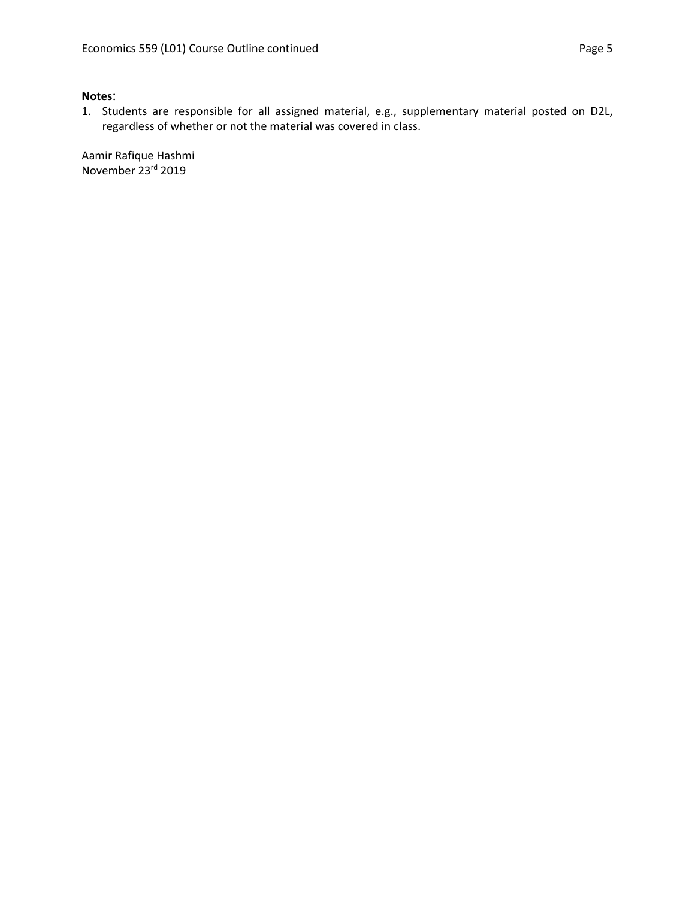**Notes**:

1. Students are responsible for all assigned material, e.g., supplementary material posted on D2L, regardless of whether or not the material was covered in class.

Aamir Rafique Hashmi
November 23rd 2019